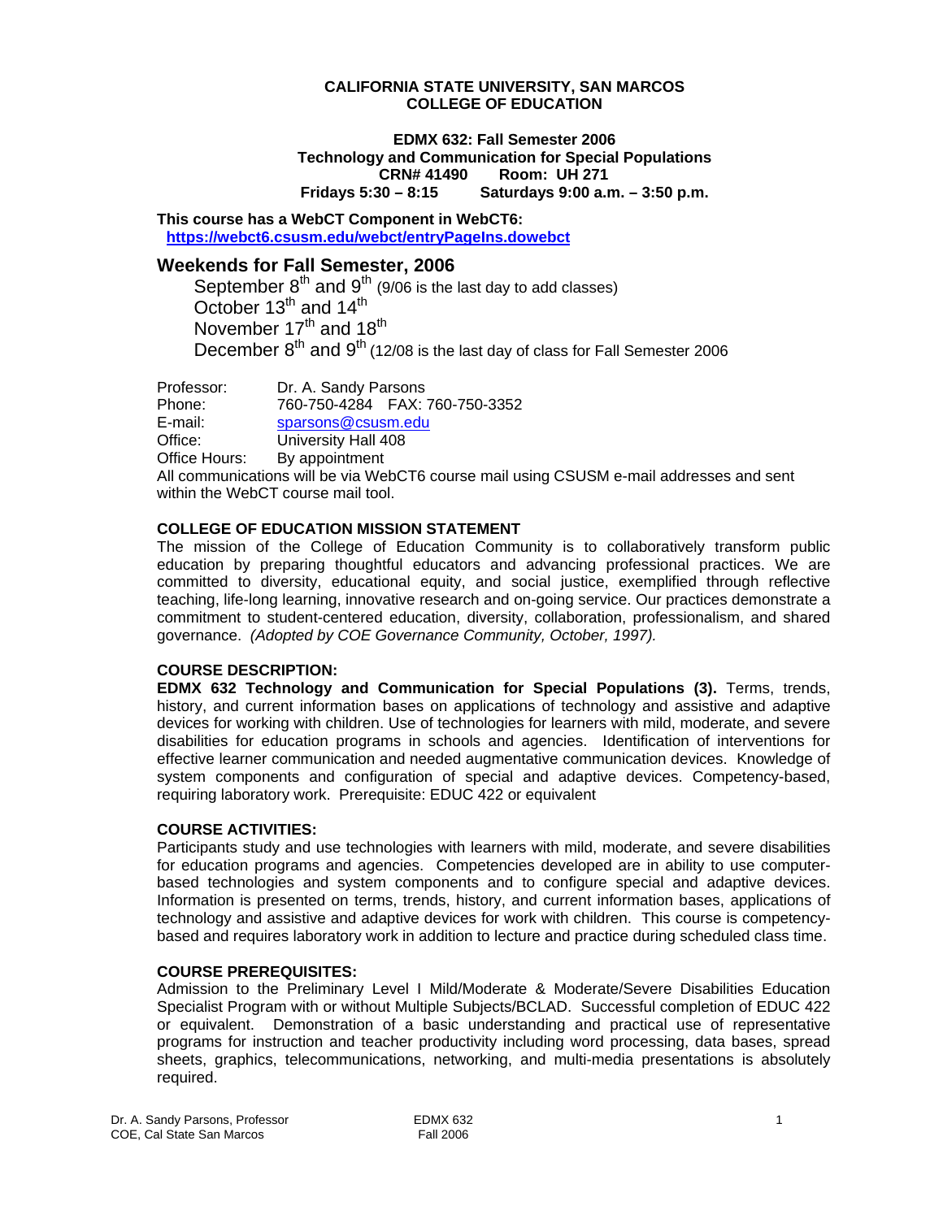**CALIFORNIA STATE UNIVERSITY, SAN MARCOS**
**COLLEGE OF EDUCATION**

**EDMX 632: Fall Semester 2006**
**Technology and Communication for Special Populations**
**CRN# 41490 Room: UH 271**
**Fridays 5:30 – 8:15 Saturdays 9:00 a.m. – 3:50 p.m.**

**This course has a WebCT Component in WebCT6:**
**https://webct6.csusm.edu/webct/entryPageIns.dowebct**

## Weekends for Fall Semester, 2006

September 8th and 9th (9/06 is the last day to add classes)
October 13th and 14th
November 17th and 18th
December 8th and 9th (12/08 is the last day of class for Fall Semester 2006

Professor: Dr. A. Sandy Parsons
Phone: 760-750-4284 FAX: 760-750-3352
E-mail: sparsons@csusm.edu
Office: University Hall 408
Office Hours: By appointment

All communications will be via WebCT6 course mail using CSUSM e-mail addresses and sent within the WebCT course mail tool.

**COLLEGE OF EDUCATION MISSION STATEMENT**

The mission of the College of Education Community is to collaboratively transform public education by preparing thoughtful educators and advancing professional practices. We are committed to diversity, educational equity, and social justice, exemplified through reflective teaching, life-long learning, innovative research and on-going service. Our practices demonstrate a commitment to student-centered education, diversity, collaboration, professionalism, and shared governance. *(Adopted by COE Governance Community, October, 1997).*

**COURSE DESCRIPTION:**

**EDMX 632 Technology and Communication for Special Populations (3).** Terms, trends, history, and current information bases on applications of technology and assistive and adaptive devices for working with children. Use of technologies for learners with mild, moderate, and severe disabilities for education programs in schools and agencies. Identification of interventions for effective learner communication and needed augmentative communication devices. Knowledge of system components and configuration of special and adaptive devices. Competency-based, requiring laboratory work. Prerequisite: EDUC 422 or equivalent

**COURSE ACTIVITIES:**

Participants study and use technologies with learners with mild, moderate, and severe disabilities for education programs and agencies. Competencies developed are in ability to use computer-based technologies and system components and to configure special and adaptive devices. Information is presented on terms, trends, history, and current information bases, applications of technology and assistive and adaptive devices for work with children. This course is competency-based and requires laboratory work in addition to lecture and practice during scheduled class time.

**COURSE PREREQUISITES:**

Admission to the Preliminary Level I Mild/Moderate & Moderate/Severe Disabilities Education Specialist Program with or without Multiple Subjects/BCLAD. Successful completion of EDUC 422 or equivalent. Demonstration of a basic understanding and practical use of representative programs for instruction and teacher productivity including word processing, data bases, spread sheets, graphics, telecommunications, networking, and multi-media presentations is absolutely required.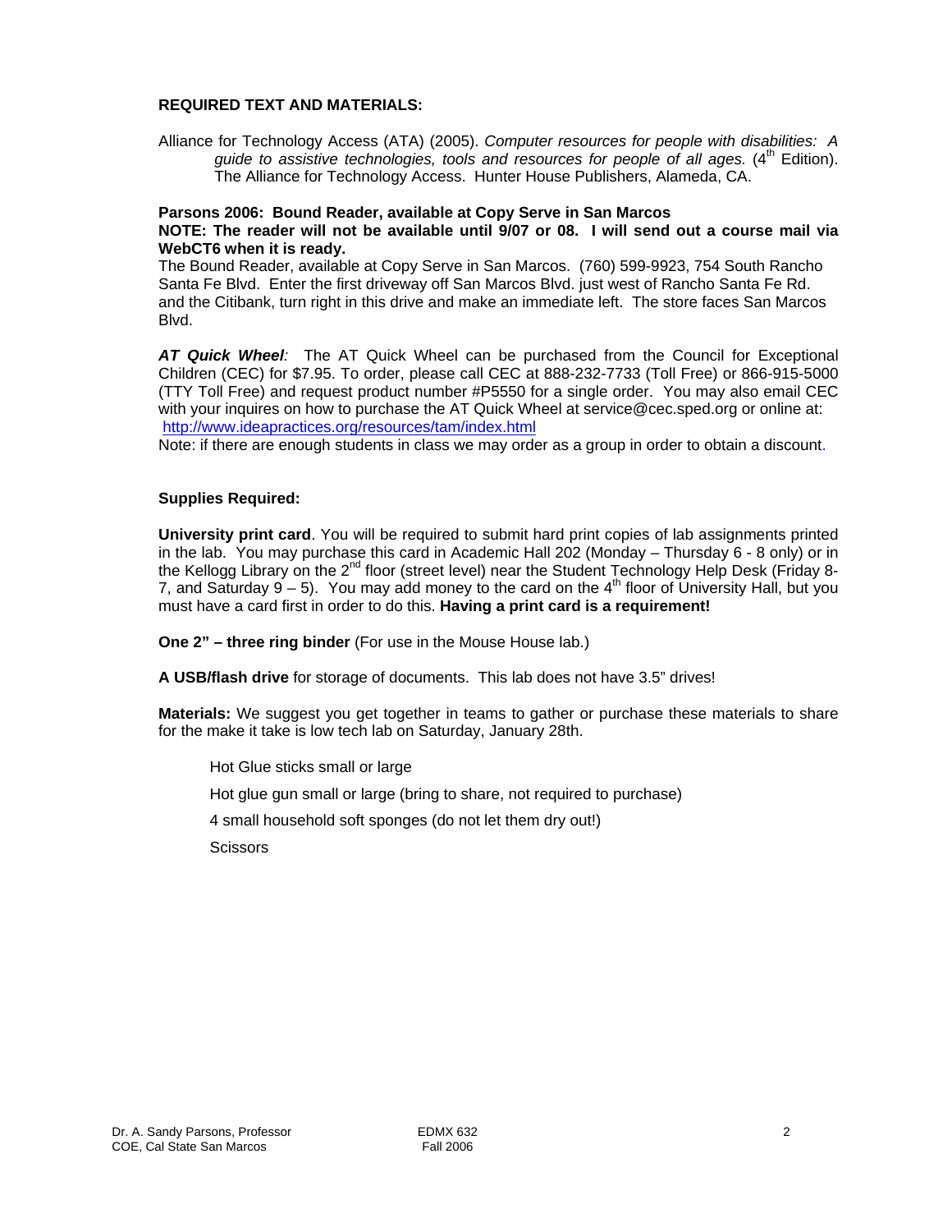**REQUIRED TEXT AND MATERIALS:**

Alliance for Technology Access (ATA) (2005). *Computer resources for people with disabilities: A guide to assistive technologies, tools and resources for people of all ages.* (4th Edition). The Alliance for Technology Access. Hunter House Publishers, Alameda, CA.

**Parsons 2006: Bound Reader, available at Copy Serve in San Marcos**
**NOTE: The reader will not be available until 9/07 or 08. I will send out a course mail via WebCT6 when it is ready.**
The Bound Reader, available at Copy Serve in San Marcos. (760) 599-9923, 754 South Rancho Santa Fe Blvd. Enter the first driveway off San Marcos Blvd. just west of Rancho Santa Fe Rd. and the Citibank, turn right in this drive and make an immediate left. The store faces San Marcos Blvd.

***AT Quick Wheel****:* The AT Quick Wheel can be purchased from the Council for Exceptional Children (CEC) for $7.95. To order, please call CEC at 888-232-7733 (Toll Free) or 866-915-5000 (TTY Toll Free) and request product number #P5550 for a single order. You may also email CEC with your inquires on how to purchase the AT Quick Wheel at service@cec.sped.org or online at: http://www.ideapractices.org/resources/tam/index.html
Note: if there are enough students in class we may order as a group in order to obtain a discount.

**Supplies Required:**

**University print card**. You will be required to submit hard print copies of lab assignments printed in the lab. You may purchase this card in Academic Hall 202 (Monday – Thursday 6 - 8 only) or in the Kellogg Library on the 2nd floor (street level) near the Student Technology Help Desk (Friday 8-7, and Saturday 9 – 5). You may add money to the card on the 4th floor of University Hall, but you must have a card first in order to do this. **Having a print card is a requirement!**

**One 2" – three ring binder** (For use in the Mouse House lab.)

**A USB/flash drive** for storage of documents. This lab does not have 3.5" drives!

**Materials:** We suggest you get together in teams to gather or purchase these materials to share for the make it take is low tech lab on Saturday, January 28th.

Hot Glue sticks small or large

Hot glue gun small or large (bring to share, not required to purchase)

4 small household soft sponges (do not let them dry out!)

Scissors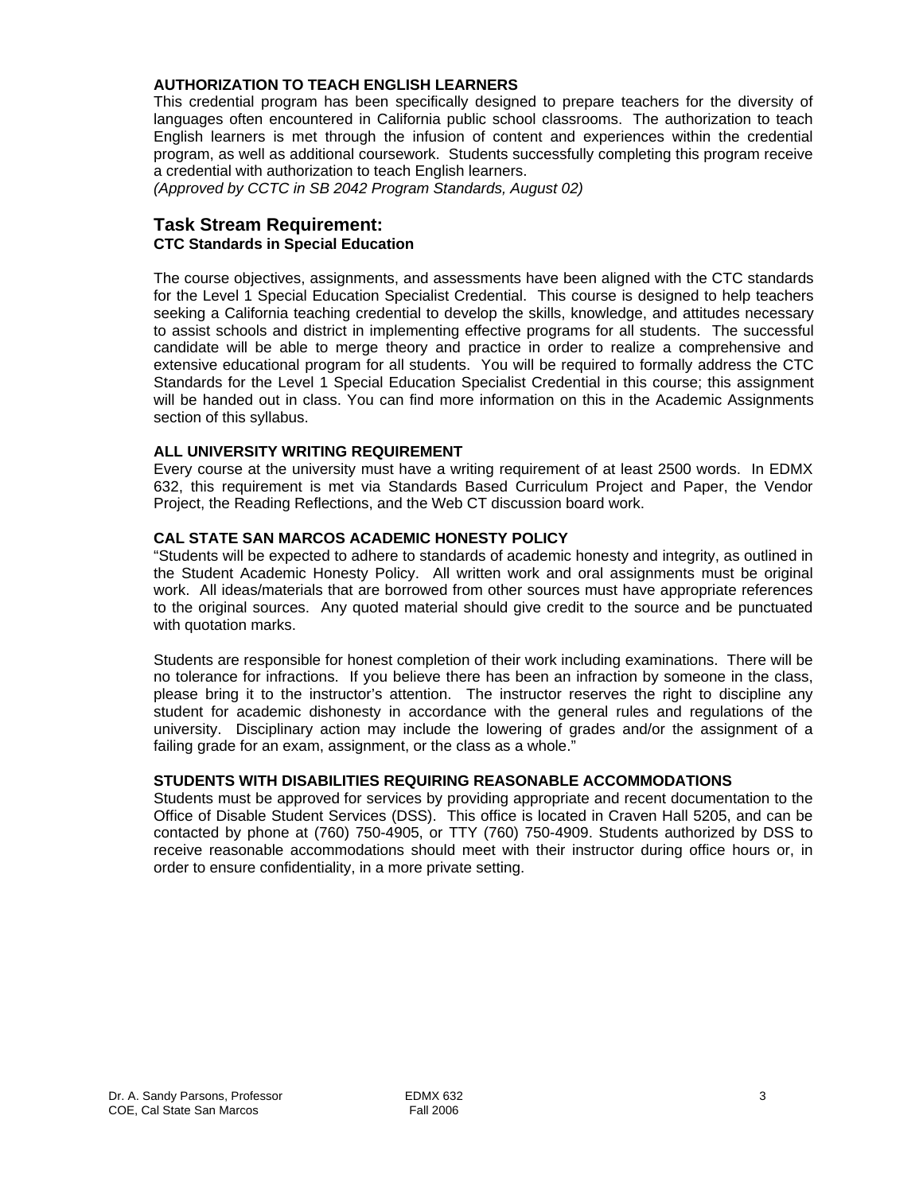**AUTHORIZATION TO TEACH ENGLISH LEARNERS**

This credential program has been specifically designed to prepare teachers for the diversity of languages often encountered in California public school classrooms. The authorization to teach English learners is met through the infusion of content and experiences within the credential program, as well as additional coursework. Students successfully completing this program receive a credential with authorization to teach English learners.
*(Approved by CCTC in SB 2042 Program Standards, August 02)*

## Task Stream Requirement:

**CTC Standards in Special Education**

The course objectives, assignments, and assessments have been aligned with the CTC standards for the Level 1 Special Education Specialist Credential. This course is designed to help teachers seeking a California teaching credential to develop the skills, knowledge, and attitudes necessary to assist schools and district in implementing effective programs for all students. The successful candidate will be able to merge theory and practice in order to realize a comprehensive and extensive educational program for all students. You will be required to formally address the CTC Standards for the Level 1 Special Education Specialist Credential in this course; this assignment will be handed out in class. You can find more information on this in the Academic Assignments section of this syllabus.

**ALL UNIVERSITY WRITING REQUIREMENT**

Every course at the university must have a writing requirement of at least 2500 words. In EDMX 632, this requirement is met via Standards Based Curriculum Project and Paper, the Vendor Project, the Reading Reflections, and the Web CT discussion board work.

**CAL STATE SAN MARCOS ACADEMIC HONESTY POLICY**

"Students will be expected to adhere to standards of academic honesty and integrity, as outlined in the Student Academic Honesty Policy. All written work and oral assignments must be original work. All ideas/materials that are borrowed from other sources must have appropriate references to the original sources. Any quoted material should give credit to the source and be punctuated with quotation marks.

Students are responsible for honest completion of their work including examinations. There will be no tolerance for infractions. If you believe there has been an infraction by someone in the class, please bring it to the instructor's attention. The instructor reserves the right to discipline any student for academic dishonesty in accordance with the general rules and regulations of the university. Disciplinary action may include the lowering of grades and/or the assignment of a failing grade for an exam, assignment, or the class as a whole."

**STUDENTS WITH DISABILITIES REQUIRING REASONABLE ACCOMMODATIONS**

Students must be approved for services by providing appropriate and recent documentation to the Office of Disable Student Services (DSS). This office is located in Craven Hall 5205, and can be contacted by phone at (760) 750-4905, or TTY (760) 750-4909. Students authorized by DSS to receive reasonable accommodations should meet with their instructor during office hours or, in order to ensure confidentiality, in a more private setting.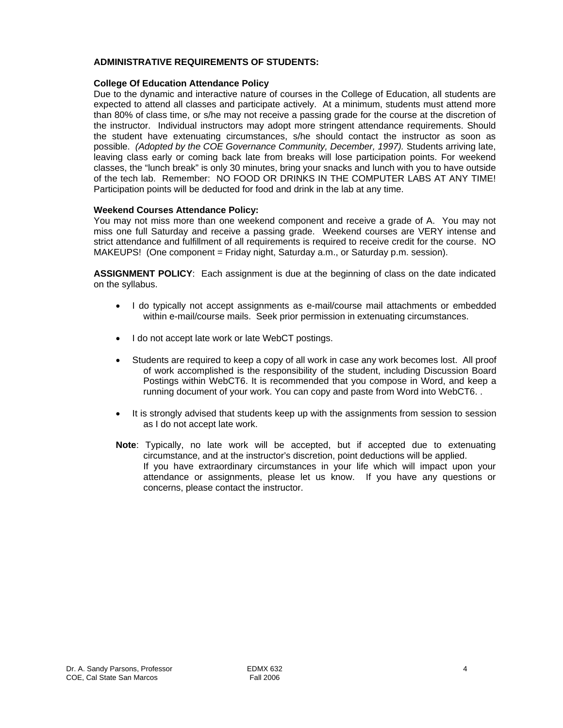**ADMINISTRATIVE REQUIREMENTS OF STUDENTS:**

**College Of Education Attendance Policy**

Due to the dynamic and interactive nature of courses in the College of Education, all students are expected to attend all classes and participate actively. At a minimum, students must attend more than 80% of class time, or s/he may not receive a passing grade for the course at the discretion of the instructor. Individual instructors may adopt more stringent attendance requirements. Should the student have extenuating circumstances, s/he should contact the instructor as soon as possible. *(Adopted by the COE Governance Community, December, 1997).* Students arriving late, leaving class early or coming back late from breaks will lose participation points. For weekend classes, the "lunch break" is only 30 minutes, bring your snacks and lunch with you to have outside of the tech lab. Remember: NO FOOD OR DRINKS IN THE COMPUTER LABS AT ANY TIME! Participation points will be deducted for food and drink in the lab at any time.

**Weekend Courses Attendance Policy:**

You may not miss more than one weekend component and receive a grade of A. You may not miss one full Saturday and receive a passing grade. Weekend courses are VERY intense and strict attendance and fulfillment of all requirements is required to receive credit for the course. NO MAKEUPS! (One component = Friday night, Saturday a.m., or Saturday p.m. session).

**ASSIGNMENT POLICY**: Each assignment is due at the beginning of class on the date indicated on the syllabus.

- I do typically not accept assignments as e-mail/course mail attachments or embedded within e-mail/course mails. Seek prior permission in extenuating circumstances.
- I do not accept late work or late WebCT postings.
- Students are required to keep a copy of all work in case any work becomes lost. All proof of work accomplished is the responsibility of the student, including Discussion Board Postings within WebCT6. It is recommended that you compose in Word, and keep a running document of your work. You can copy and paste from Word into WebCT6. .
- It is strongly advised that students keep up with the assignments from session to session as I do not accept late work.

**Note**: Typically, no late work will be accepted, but if accepted due to extenuating circumstance, and at the instructor's discretion, point deductions will be applied. If you have extraordinary circumstances in your life which will impact upon your attendance or assignments, please let us know. If you have any questions or concerns, please contact the instructor.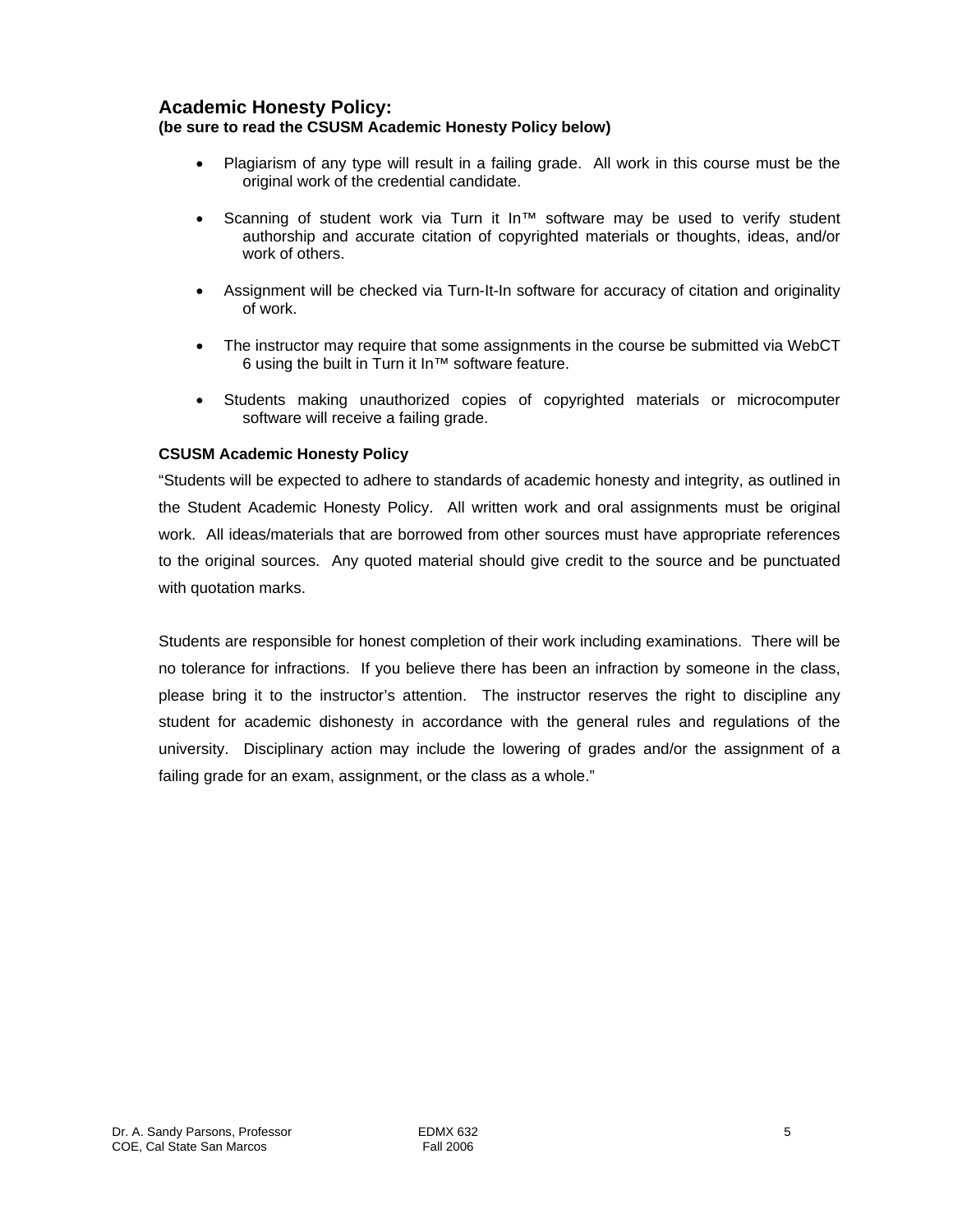## Academic Honesty Policy:

**(be sure to read the CSUSM Academic Honesty Policy below)**

- Plagiarism of any type will result in a failing grade. All work in this course must be the original work of the credential candidate.
- Scanning of student work via Turn it In™ software may be used to verify student authorship and accurate citation of copyrighted materials or thoughts, ideas, and/or work of others.
- Assignment will be checked via Turn-It-In software for accuracy of citation and originality of work.
- The instructor may require that some assignments in the course be submitted via WebCT 6 using the built in Turn it In™ software feature.
- Students making unauthorized copies of copyrighted materials or microcomputer software will receive a failing grade.

**CSUSM Academic Honesty Policy**

"Students will be expected to adhere to standards of academic honesty and integrity, as outlined in the Student Academic Honesty Policy. All written work and oral assignments must be original work. All ideas/materials that are borrowed from other sources must have appropriate references to the original sources. Any quoted material should give credit to the source and be punctuated with quotation marks.

Students are responsible for honest completion of their work including examinations. There will be no tolerance for infractions. If you believe there has been an infraction by someone in the class, please bring it to the instructor's attention. The instructor reserves the right to discipline any student for academic dishonesty in accordance with the general rules and regulations of the university. Disciplinary action may include the lowering of grades and/or the assignment of a failing grade for an exam, assignment, or the class as a whole."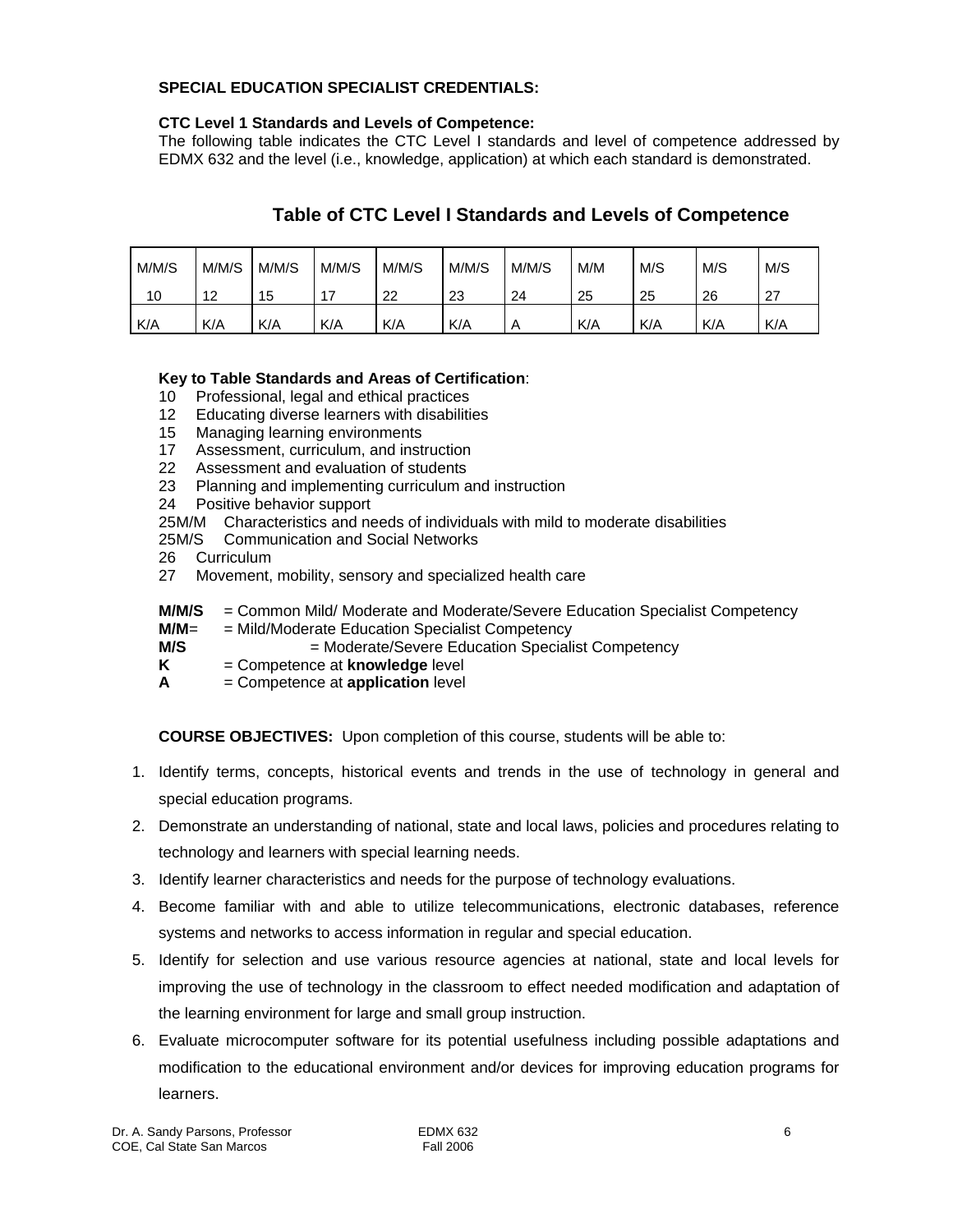**SPECIAL EDUCATION SPECIALIST CREDENTIALS:**

**CTC Level 1 Standards and Levels of Competence:**

The following table indicates the CTC Level I standards and level of competence addressed by EDMX 632 and the level (i.e., knowledge, application) at which each standard is demonstrated.

## Table of CTC Level I Standards and Levels of Competence

| M/M/S 10 | M/M/S 12 | M/M/S 15 | M/M/S 17 | M/M/S 22 | M/M/S 23 | M/M/S 24 | M/M 25 | M/S 25 | M/S 26 | M/S 27 |
|---|---|---|---|---|---|---|---|---|---|---|
| K/A | K/A | K/A | K/A | K/A | K/A | A | K/A | K/A | K/A | K/A |

**Key to Table Standards and Areas of Certification**:

10 Professional, legal and ethical practices
12 Educating diverse learners with disabilities
15 Managing learning environments
17 Assessment, curriculum, and instruction
22 Assessment and evaluation of students
23 Planning and implementing curriculum and instruction
24 Positive behavior support
25M/M Characteristics and needs of individuals with mild to moderate disabilities
25M/S Communication and Social Networks
26 Curriculum
27 Movement, mobility, sensory and specialized health care

**M/M/S** = Common Mild/ Moderate and Moderate/Severe Education Specialist Competency
**M/M**= = Mild/Moderate Education Specialist Competency
**M/S** = Moderate/Severe Education Specialist Competency
**K** = Competence at **knowledge** level
**A** = Competence at **application** level

**COURSE OBJECTIVES:** Upon completion of this course, students will be able to:

1. Identify terms, concepts, historical events and trends in the use of technology in general and special education programs.
2. Demonstrate an understanding of national, state and local laws, policies and procedures relating to technology and learners with special learning needs.
3. Identify learner characteristics and needs for the purpose of technology evaluations.
4. Become familiar with and able to utilize telecommunications, electronic databases, reference systems and networks to access information in regular and special education.
5. Identify for selection and use various resource agencies at national, state and local levels for improving the use of technology in the classroom to effect needed modification and adaptation of the learning environment for large and small group instruction.
6. Evaluate microcomputer software for its potential usefulness including possible adaptations and modification to the educational environment and/or devices for improving education programs for learners.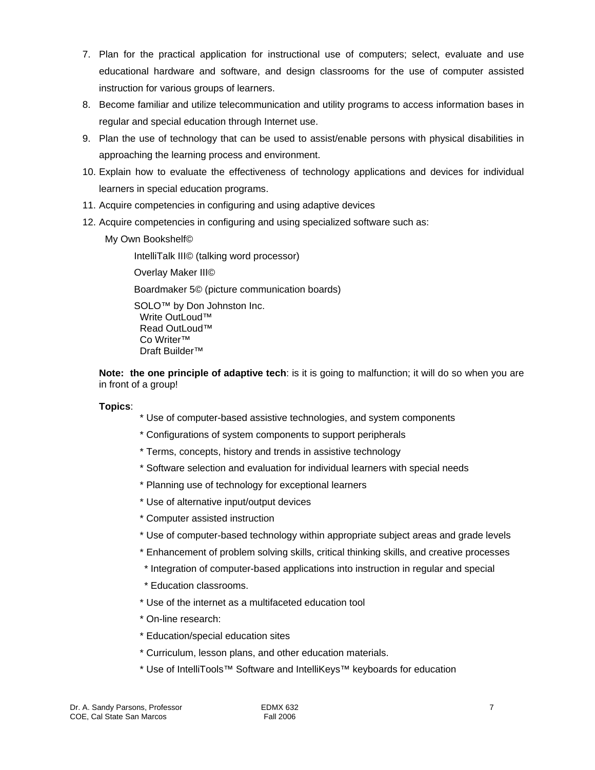7. Plan for the practical application for instructional use of computers; select, evaluate and use educational hardware and software, and design classrooms for the use of computer assisted instruction for various groups of learners.
8. Become familiar and utilize telecommunication and utility programs to access information bases in regular and special education through Internet use.
9. Plan the use of technology that can be used to assist/enable persons with physical disabilities in approaching the learning process and environment.
10. Explain how to evaluate the effectiveness of technology applications and devices for individual learners in special education programs.
11. Acquire competencies in configuring and using adaptive devices
12. Acquire competencies in configuring and using specialized software such as:

    My Own Bookshelf©

    IntelliTalk III© (talking word processor)

    Overlay Maker III©

    Boardmaker 5© (picture communication boards)

    SOLO™ by Don Johnston Inc.
    - Write OutLoud™
    - Read OutLoud™
    - Co Writer™
    - Draft Builder™

**Note: the one principle of adaptive tech**: is it is going to malfunction; it will do so when you are in front of a group!

**Topics**:

* Use of computer-based assistive technologies, and system components
* Configurations of system components to support peripherals
* Terms, concepts, history and trends in assistive technology
* Software selection and evaluation for individual learners with special needs
* Planning use of technology for exceptional learners
* Use of alternative input/output devices
* Computer assisted instruction
* Use of computer-based technology within appropriate subject areas and grade levels
* Enhancement of problem solving skills, critical thinking skills, and creative processes
* Integration of computer-based applications into instruction in regular and special
* Education classrooms.
* Use of the internet as a multifaceted education tool
* On-line research:
* Education/special education sites
* Curriculum, lesson plans, and other education materials.
* Use of IntelliTools™ Software and IntelliKeys™ keyboards for education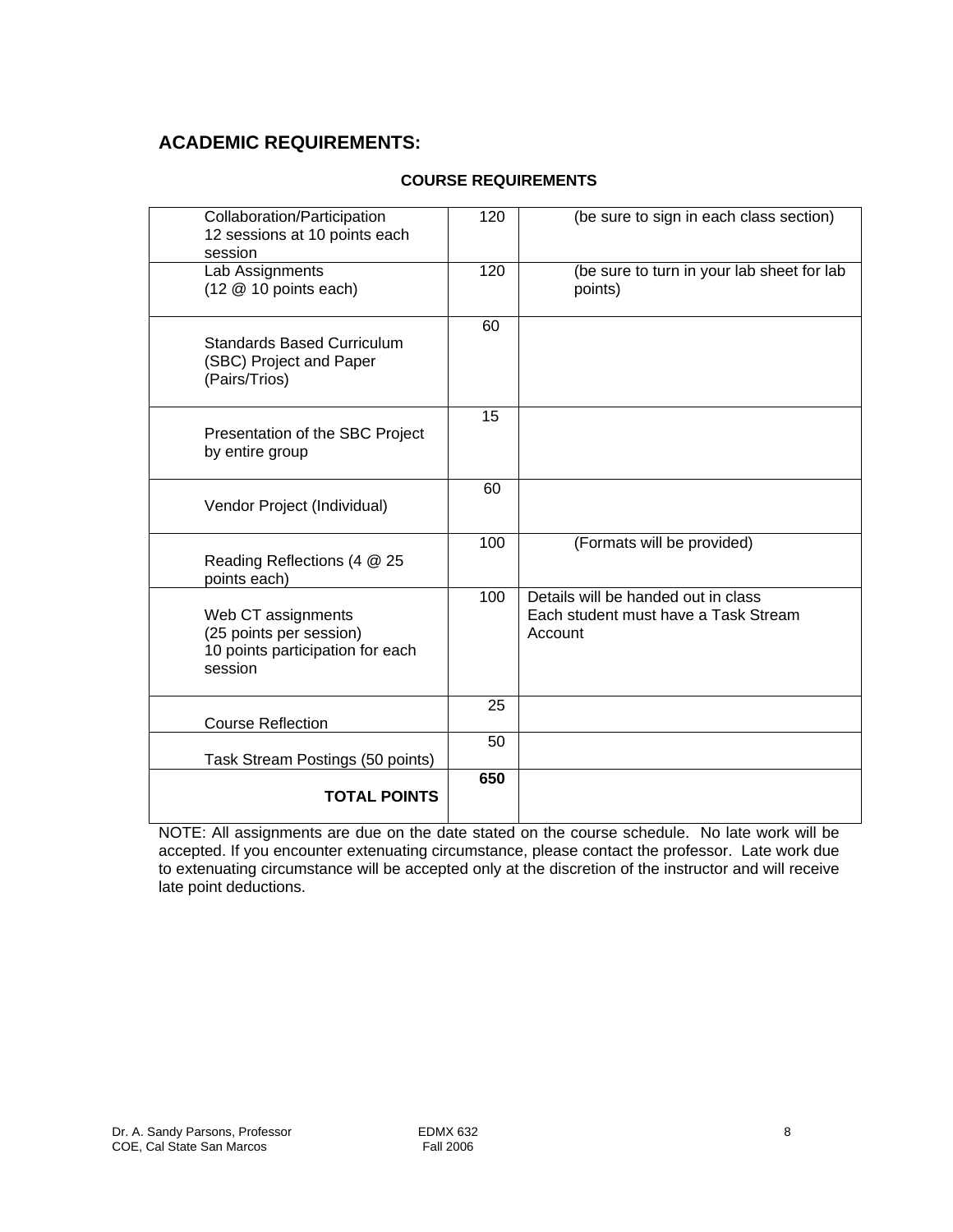## ACADEMIC REQUIREMENTS:

**COURSE REQUIREMENTS**

| | | |
|---|---|---|
| Collaboration/Participation 12 sessions at 10 points each session | 120 | (be sure to sign in each class section) |
| Lab Assignments (12 @ 10 points each) | 120 | (be sure to turn in your lab sheet for lab points) |
| Standards Based Curriculum (SBC) Project and Paper (Pairs/Trios) | 60 | |
| Presentation of the SBC Project by entire group | 15 | |
| Vendor Project (Individual) | 60 | |
| Reading Reflections (4 @ 25 points each) | 100 | (Formats will be provided) |
| Web CT assignments (25 points per session) 10 points participation for each session | 100 | Details will be handed out in class Each student must have a Task Stream Account |
| Course Reflection | 25 | |
| Task Stream Postings (50 points) | 50 | |
| **TOTAL POINTS** | **650** | |

NOTE: All assignments are due on the date stated on the course schedule. No late work will be accepted. If you encounter extenuating circumstance, please contact the professor. Late work due to extenuating circumstance will be accepted only at the discretion of the instructor and will receive late point deductions.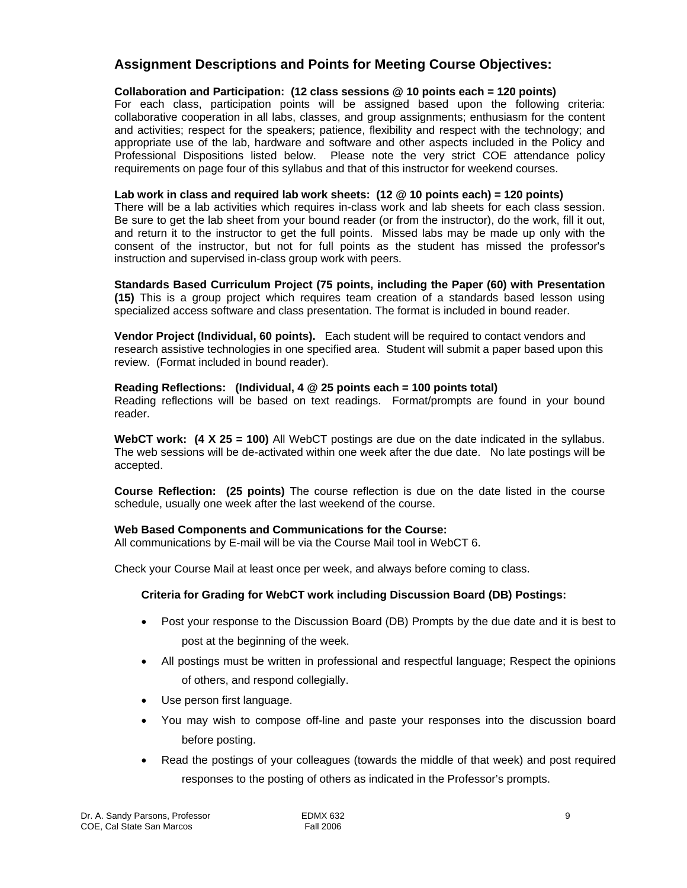## Assignment Descriptions and Points for Meeting Course Objectives:

**Collaboration and Participation: (12 class sessions @ 10 points each = 120 points)**
For each class, participation points will be assigned based upon the following criteria: collaborative cooperation in all labs, classes, and group assignments; enthusiasm for the content and activities; respect for the speakers; patience, flexibility and respect with the technology; and appropriate use of the lab, hardware and software and other aspects included in the Policy and Professional Dispositions listed below. Please note the very strict COE attendance policy requirements on page four of this syllabus and that of this instructor for weekend courses.

**Lab work in class and required lab work sheets: (12 @ 10 points each) = 120 points)**
There will be a lab activities which requires in-class work and lab sheets for each class session. Be sure to get the lab sheet from your bound reader (or from the instructor), do the work, fill it out, and return it to the instructor to get the full points. Missed labs may be made up only with the consent of the instructor, but not for full points as the student has missed the professor's instruction and supervised in-class group work with peers.

**Standards Based Curriculum Project (75 points, including the Paper (60) with Presentation (15)** This is a group project which requires team creation of a standards based lesson using specialized access software and class presentation. The format is included in bound reader.

**Vendor Project (Individual, 60 points).** Each student will be required to contact vendors and research assistive technologies in one specified area. Student will submit a paper based upon this review. (Format included in bound reader).

**Reading Reflections: (Individual, 4 @ 25 points each = 100 points total)**
Reading reflections will be based on text readings. Format/prompts are found in your bound reader.

**WebCT work: (4 X 25 = 100)** All WebCT postings are due on the date indicated in the syllabus. The web sessions will be de-activated within one week after the due date. No late postings will be accepted.

**Course Reflection: (25 points)** The course reflection is due on the date listed in the course schedule, usually one week after the last weekend of the course.

**Web Based Components and Communications for the Course:**
All communications by E-mail will be via the Course Mail tool in WebCT 6.

Check your Course Mail at least once per week, and always before coming to class.

**Criteria for Grading for WebCT work including Discussion Board (DB) Postings:**

- Post your response to the Discussion Board (DB) Prompts by the due date and it is best to post at the beginning of the week.
- All postings must be written in professional and respectful language; Respect the opinions of others, and respond collegially.
- Use person first language.
- You may wish to compose off-line and paste your responses into the discussion board before posting.
- Read the postings of your colleagues (towards the middle of that week) and post required responses to the posting of others as indicated in the Professor's prompts.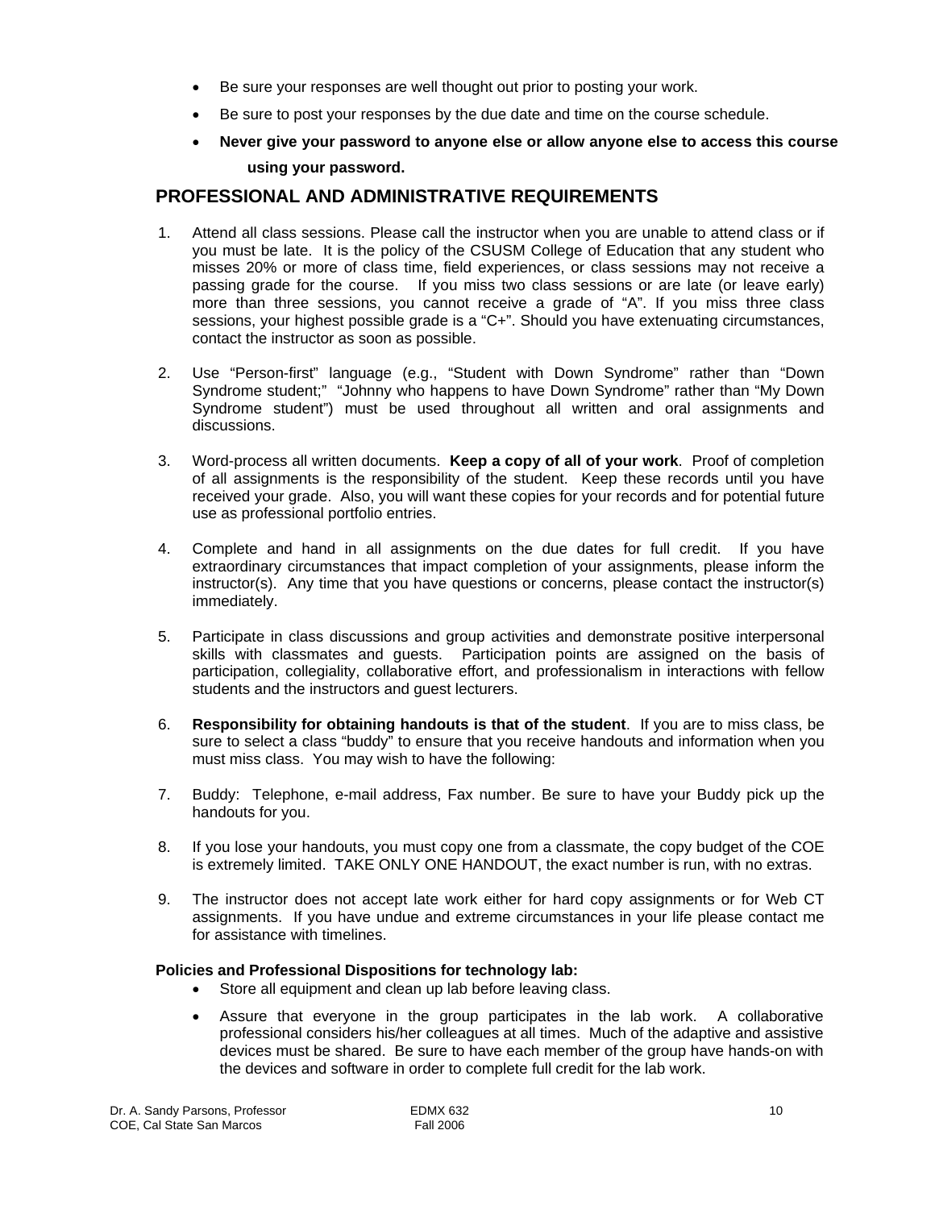- Be sure your responses are well thought out prior to posting your work.
- Be sure to post your responses by the due date and time on the course schedule.
- **Never give your password to anyone else or allow anyone else to access this course using your password.**

## PROFESSIONAL AND ADMINISTRATIVE REQUIREMENTS

1. Attend all class sessions. Please call the instructor when you are unable to attend class or if you must be late. It is the policy of the CSUSM College of Education that any student who misses 20% or more of class time, field experiences, or class sessions may not receive a passing grade for the course. If you miss two class sessions or are late (or leave early) more than three sessions, you cannot receive a grade of "A". If you miss three class sessions, your highest possible grade is a "C+". Should you have extenuating circumstances, contact the instructor as soon as possible.

2. Use "Person-first" language (e.g., "Student with Down Syndrome" rather than "Down Syndrome student;" "Johnny who happens to have Down Syndrome" rather than "My Down Syndrome student") must be used throughout all written and oral assignments and discussions.

3. Word-process all written documents. **Keep a copy of all of your work**. Proof of completion of all assignments is the responsibility of the student. Keep these records until you have received your grade. Also, you will want these copies for your records and for potential future use as professional portfolio entries.

4. Complete and hand in all assignments on the due dates for full credit. If you have extraordinary circumstances that impact completion of your assignments, please inform the instructor(s). Any time that you have questions or concerns, please contact the instructor(s) immediately.

5. Participate in class discussions and group activities and demonstrate positive interpersonal skills with classmates and guests. Participation points are assigned on the basis of participation, collegiality, collaborative effort, and professionalism in interactions with fellow students and the instructors and guest lecturers.

6. **Responsibility for obtaining handouts is that of the student**. If you are to miss class, be sure to select a class "buddy" to ensure that you receive handouts and information when you must miss class. You may wish to have the following:

7. Buddy: Telephone, e-mail address, Fax number. Be sure to have your Buddy pick up the handouts for you.

8. If you lose your handouts, you must copy one from a classmate, the copy budget of the COE is extremely limited. TAKE ONLY ONE HANDOUT, the exact number is run, with no extras.

9. The instructor does not accept late work either for hard copy assignments or for Web CT assignments. If you have undue and extreme circumstances in your life please contact me for assistance with timelines.

**Policies and Professional Dispositions for technology lab:**

- Store all equipment and clean up lab before leaving class.
- Assure that everyone in the group participates in the lab work. A collaborative professional considers his/her colleagues at all times. Much of the adaptive and assistive devices must be shared. Be sure to have each member of the group have hands-on with the devices and software in order to complete full credit for the lab work.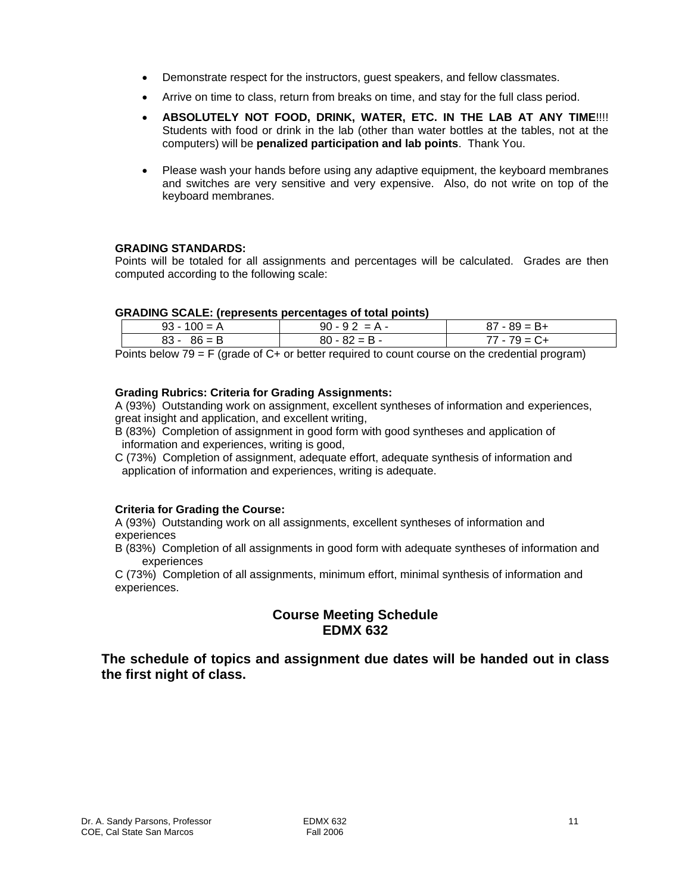- Demonstrate respect for the instructors, guest speakers, and fellow classmates.
- Arrive on time to class, return from breaks on time, and stay for the full class period.
- **ABSOLUTELY NOT FOOD, DRINK, WATER, ETC. IN THE LAB AT ANY TIME**!!!! Students with food or drink in the lab (other than water bottles at the tables, not at the computers) will be **penalized participation and lab points**. Thank You.
- Please wash your hands before using any adaptive equipment, the keyboard membranes and switches are very sensitive and very expensive. Also, do not write on top of the keyboard membranes.

**GRADING STANDARDS:**
Points will be totaled for all assignments and percentages will be calculated. Grades are then computed according to the following scale:

**GRADING SCALE: (represents percentages of total points)**

| 93 - 100 = A | 90 - 9 2 = A - | 87 - 89 = B+ |
|---|---|---|
| 83 - 86 = B | 80 - 82 = B - | 77 - 79 = C+ |

Points below 79 = F (grade of C+ or better required to count course on the credential program)

**Grading Rubrics: Criteria for Grading Assignments:**
A (93%) Outstanding work on assignment, excellent syntheses of information and experiences, great insight and application, and excellent writing,
B (83%) Completion of assignment in good form with good syntheses and application of information and experiences, writing is good,
C (73%) Completion of assignment, adequate effort, adequate synthesis of information and application of information and experiences, writing is adequate.

**Criteria for Grading the Course:**
A (93%) Outstanding work on all assignments, excellent syntheses of information and experiences
B (83%) Completion of all assignments in good form with adequate syntheses of information and experiences
C (73%) Completion of all assignments, minimum effort, minimal synthesis of information and experiences.

## Course Meeting Schedule EDMX 632

**The schedule of topics and assignment due dates will be handed out in class the first night of class.**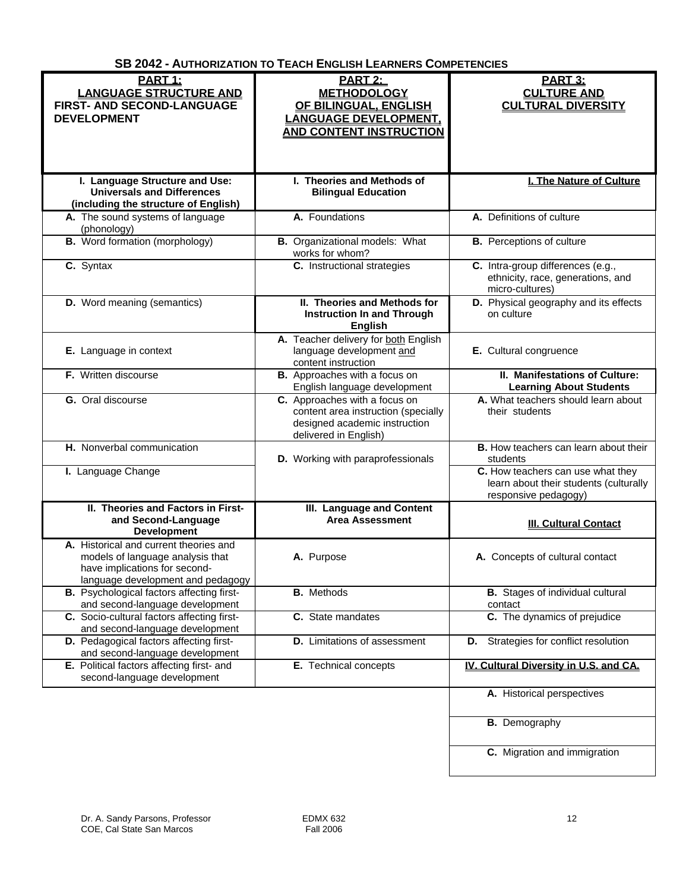## SB 2042 - AUTHORIZATION TO TEACH ENGLISH LEARNERS COMPETENCIES

| PART 1: LANGUAGE STRUCTURE AND FIRST- AND SECOND-LANGUAGE DEVELOPMENT | PART 2: METHODOLOGY OF BILINGUAL, ENGLISH LANGUAGE DEVELOPMENT, AND CONTENT INSTRUCTION | PART 3: CULTURE AND CULTURAL DIVERSITY |
|---|---|---|
| **I. Language Structure and Use: Universals and Differences (including the structure of English)** | **I. Theories and Methods of Bilingual Education** | **I. The Nature of Culture** |
| **A.** The sound systems of language (phonology) | **A.** Foundations | **A.** Definitions of culture |
| **B.** Word formation (morphology) | **B.** Organizational models: What works for whom? | **B.** Perceptions of culture |
| **C.** Syntax | **C.** Instructional strategies | **C.** Intra-group differences (e.g., ethnicity, race, generations, and micro-cultures) |
| **D.** Word meaning (semantics) | **II. Theories and Methods for Instruction In and Through English** | **D.** Physical geography and its effects on culture |
| **E.** Language in context | **A.** Teacher delivery for both English language development and content instruction | **E.** Cultural congruence |
| **F.** Written discourse | **B.** Approaches with a focus on English language development | **II. Manifestations of Culture: Learning About Students** |
| **G.** Oral discourse | **C.** Approaches with a focus on content area instruction (specially designed academic instruction delivered in English) | **A.** What teachers should learn about their students |
| **H.** Nonverbal communication | **D.** Working with paraprofessionals | **B.** How teachers can learn about their students |
| **I.** Language Change | | **C.** How teachers can use what they learn about their students (culturally responsive pedagogy) |
| **II. Theories and Factors in First- and Second-Language Development** | **III. Language and Content Area Assessment** | **III. Cultural Contact** |
| **A.** Historical and current theories and models of language analysis that have implications for second-language development and pedagogy | **A.** Purpose | **A.** Concepts of cultural contact |
| **B.** Psychological factors affecting first- and second-language development | **B.** Methods | **B.** Stages of individual cultural contact |
| **C.** Socio-cultural factors affecting first- and second-language development | **C.** State mandates | **C.** The dynamics of prejudice |
| **D.** Pedagogical factors affecting first- and second-language development | **D.** Limitations of assessment | **D.** Strategies for conflict resolution |
| **E.** Political factors affecting first- and second-language development | **E.** Technical concepts | **IV. Cultural Diversity in U.S. and CA.** |
| | | **A.** Historical perspectives |
| | | **B.** Demography |
| | | **C.** Migration and immigration |

Dr. A. Sandy Parsons, Professor
COE, Cal State San Marcos

EDMX 632
Fall 2006